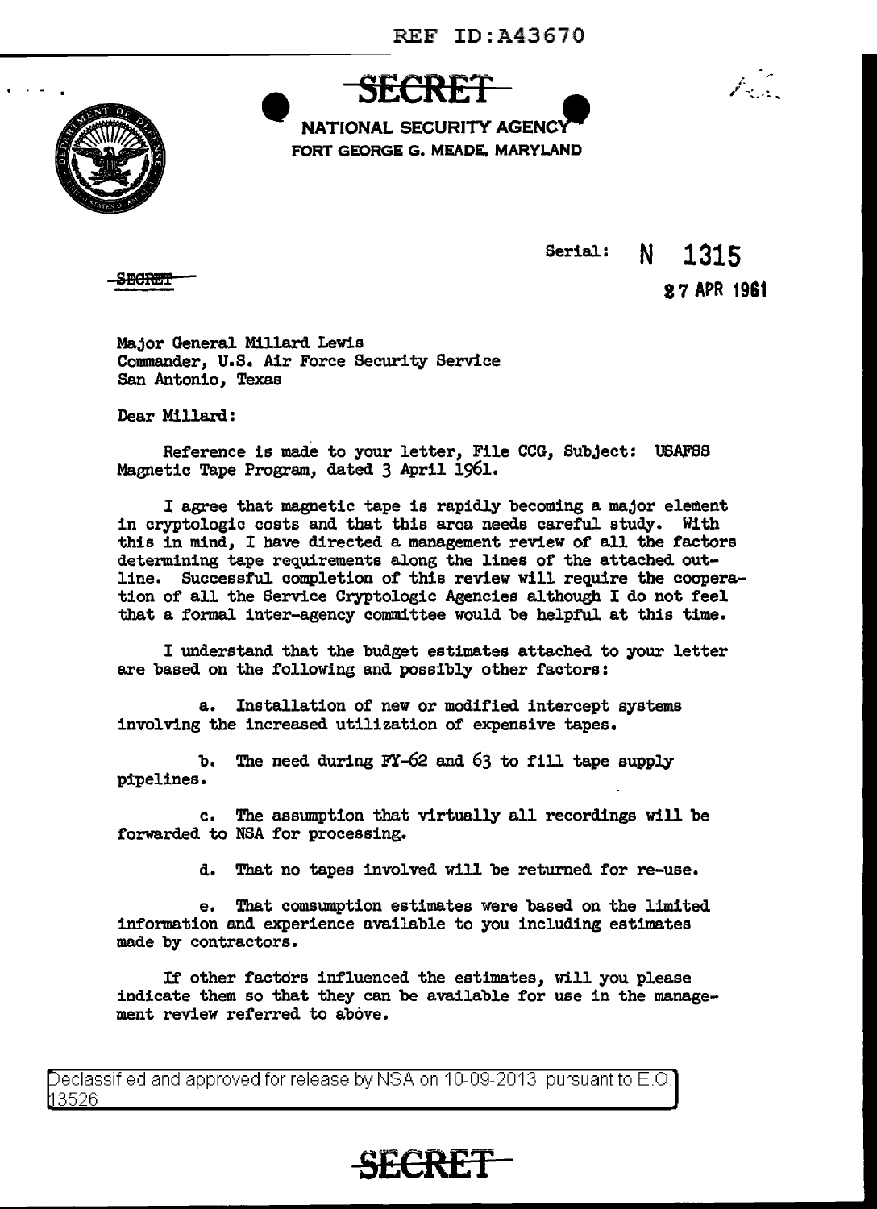REF ID:A43670

**SECRET**

NATIONAL SECURITY AGENCY
FORT GEORGE G. MEADE, MARYLAND

Serial: N 1315

SECRET

27 APR 1961

Major General Millard Lewis
Commander, U.S. Air Force Security Service
San Antonio, Texas

Dear Millard:

Reference is made to your letter, File CCG, Subject: USAFSS Magnetic Tape Program, dated 3 April 1961.

I agree that magnetic tape is rapidly becoming a major element in cryptologic costs and that this area needs careful study. With this in mind, I have directed a management review of all the factors determining tape requirements along the lines of the attached outline. Successful completion of this review will require the cooperation of all the Service Cryptologic Agencies although I do not feel that a formal inter-agency committee would be helpful at this time.

I understand that the budget estimates attached to your letter are based on the following and possibly other factors:

a. Installation of new or modified intercept systems involving the increased utilization of expensive tapes.

b. The need during FY-62 and 63 to fill tape supply pipelines.

c. The assumption that virtually all recordings will be forwarded to NSA for processing.

d. That no tapes involved will be returned for re-use.

e. That consumption estimates were based on the limited information and experience available to you including estimates made by contractors.

If other factors influenced the estimates, will you please indicate them so that they can be available for use in the management review referred to above.

Declassified and approved for release by NSA on 10-09-2013 pursuant to E.O. 13526

**SECRET**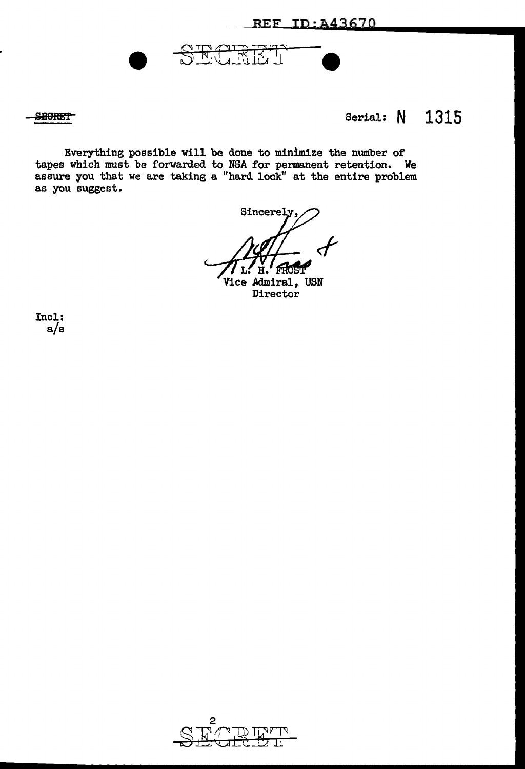SECRET

Serial: N 1315

Everything possible will be done to minimize the number of tapes which must be forwarded to NSA for permanent retention. We assure you that we are taking a "hard look" at the entire problem as you suggest.

Sincerely,

L. H. FROST
Vice Admiral, USN
Director

Incl:
a/s

SECRET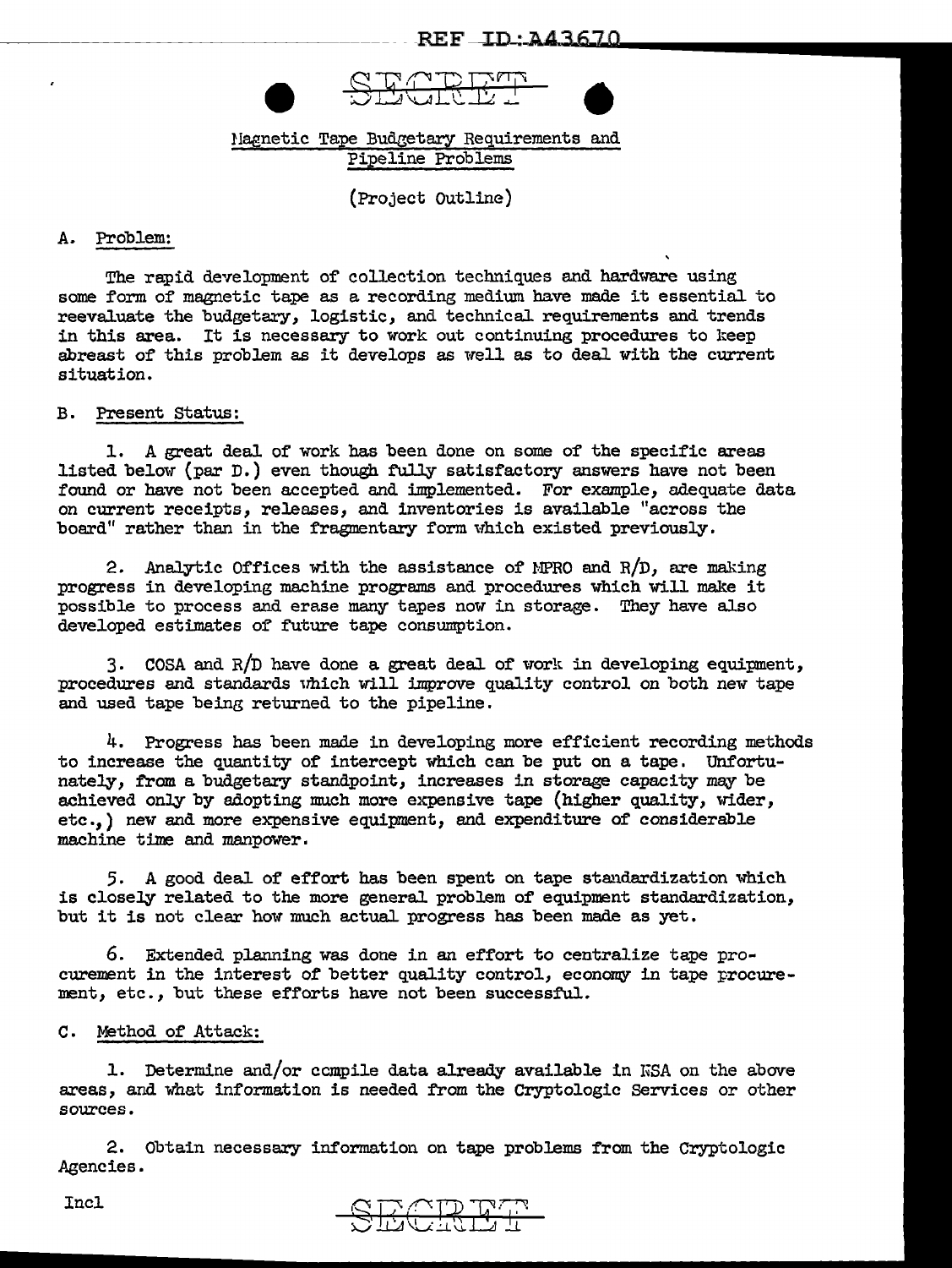SECRET

Magnetic Tape Budgetary Requirements and Pipeline Problems

(Project Outline)

A. Problem:

The rapid development of collection techniques and hardware using some form of magnetic tape as a recording medium have made it essential to reevaluate the budgetary, logistic, and technical requirements and trends in this area. It is necessary to work out continuing procedures to keep abreast of this problem as it develops as well as to deal with the current situation.

B. Present Status:

1. A great deal of work has been done on some of the specific areas listed below (par D.) even though fully satisfactory answers have not been found or have not been accepted and implemented. For example, adequate data on current receipts, releases, and inventories is available "across the board" rather than in the fragmentary form which existed previously.

2. Analytic Offices with the assistance of MPRO and R/D, are making progress in developing machine programs and procedures which will make it possible to process and erase many tapes now in storage. They have also developed estimates of future tape consumption.

3. COSA and R/D have done a great deal of work in developing equipment, procedures and standards which will improve quality control on both new tape and used tape being returned to the pipeline.

4. Progress has been made in developing more efficient recording methods to increase the quantity of intercept which can be put on a tape. Unfortunately, from a budgetary standpoint, increases in storage capacity may be achieved only by adopting much more expensive tape (higher quality, wider, etc.,) new and more expensive equipment, and expenditure of considerable machine time and manpower.

5. A good deal of effort has been spent on tape standardization which is closely related to the more general problem of equipment standardization, but it is not clear how much actual progress has been made as yet.

6. Extended planning was done in an effort to centralize tape procurement in the interest of better quality control, economy in tape procurement, etc., but these efforts have not been successful.

C. Method of Attack:

1. Determine and/or compile data already available in NSA on the above areas, and what information is needed from the Cryptologic Services or other sources.

2. Obtain necessary information on tape problems from the Cryptologic Agencies.

Incl

SECRET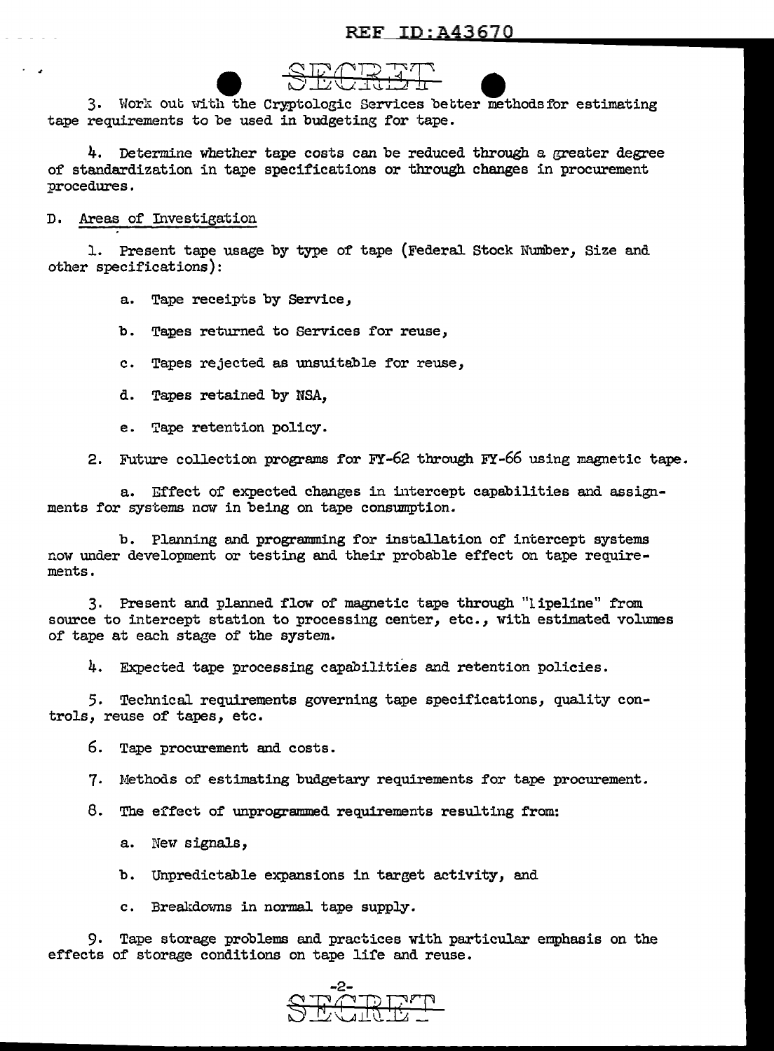SECRET

3. Work out with the Cryptologic Services better methods for estimating tape requirements to be used in budgeting for tape.

4. Determine whether tape costs can be reduced through a greater degree of standardization in tape specifications or through changes in procurement procedures.

D. Areas of Investigation

1. Present tape usage by type of tape (Federal Stock Number, Size and other specifications):

   a. Tape receipts by Service,

   b. Tapes returned to Services for reuse,

   c. Tapes rejected as unsuitable for reuse,

   d. Tapes retained by NSA,

   e. Tape retention policy.

2. Future collection programs for FY-62 through FY-66 using magnetic tape.

   a. Effect of expected changes in intercept capabilities and assignments for systems now in being on tape consumption.

   b. Planning and programming for installation of intercept systems now under development or testing and their probable effect on tape requirements.

3. Present and planned flow of magnetic tape through "lipeline" from source to intercept station to processing center, etc., with estimated volumes of tape at each stage of the system.

4. Expected tape processing capabilities and retention policies.

5. Technical requirements governing tape specifications, quality controls, reuse of tapes, etc.

6. Tape procurement and costs.

7. Methods of estimating budgetary requirements for tape procurement.

8. The effect of unprogrammed requirements resulting from:

   a. New signals,

   b. Unpredictable expansions in target activity, and

   c. Breakdowns in normal tape supply.

9. Tape storage problems and practices with particular emphasis on the effects of storage conditions on tape life and reuse.

SECRET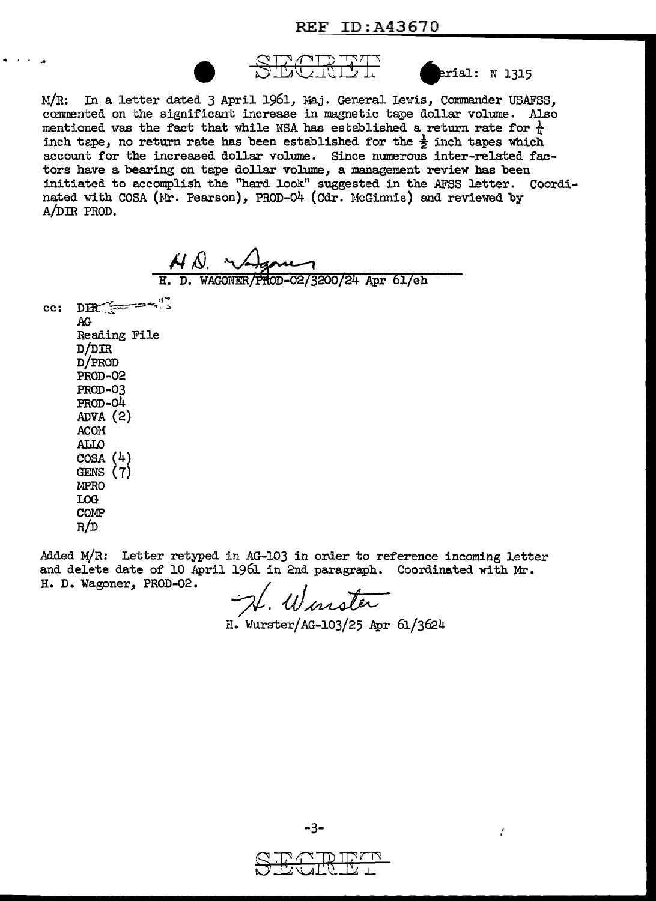REF ID:A43670

SECRET

Serial: N 1315

M/R: In a letter dated 3 April 1961, Maj. General Lewis, Commander USAFSS, commented on the significant increase in magnetic tape dollar volume. Also mentioned was the fact that while NSA has established a return rate for $\frac{1}{4}$ inch tape, no return rate has been established for the $\frac{1}{2}$ inch tapes which account for the increased dollar volume. Since numerous inter-related factors have a bearing on tape dollar volume, a management review has been initiated to accomplish the "hard look" suggested in the AFSS letter. Coordinated with COSA (Mr. Pearson), PROD-04 (Cdr. McGinnis) and reviewed by A/DIR PROD.

H. D. Wagoner

H. D. WAGONER/PROD-02/3200/24 Apr 61/eh

cc: DIR
AG
Reading File
D/DIR
D/PROD
PROD-02
PROD-03
PROD-04
ADVA (2)
ACOM
ALLO
COSA (4)
GENS (7)
MPRO
LOG
COMP
R/D

Added M/R: Letter retyped in AG-103 in order to reference incoming letter and delete date of 10 April 1961 in 2nd paragraph. Coordinated with Mr. H. D. Wagoner, PROD-02.

H. Wurster

H. Wurster/AG-103/25 Apr 61/3624

SECRET